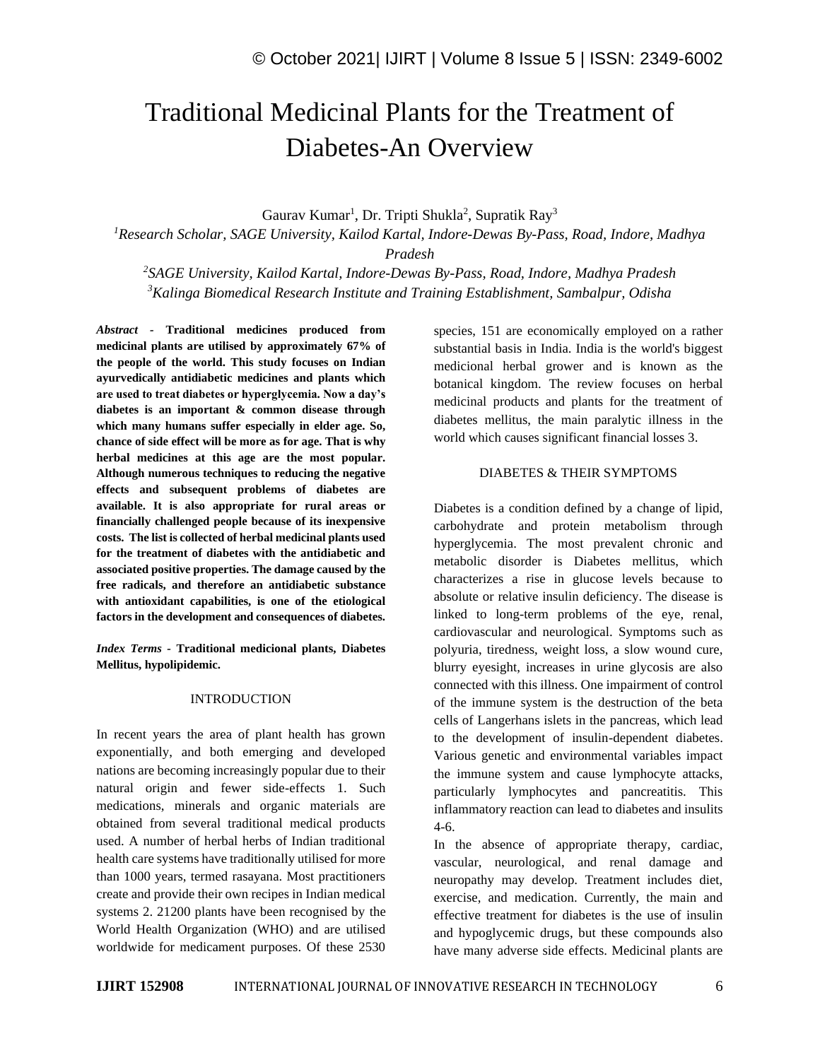# Traditional Medicinal Plants for the Treatment of Diabetes-An Overview

Gaurav Kumar[1], Dr. Tripti Shukla[2], Supratik Ray[3]

[1]*Research Scholar, SAGE University, Kailod Kartal, Indore-Dewas By-Pass, Road, Indore, Madhya Pradesh*

[2]*SAGE University, Kailod Kartal, Indore-Dewas By-Pass, Road, Indore, Madhya Pradesh*

[3]*Kalinga Biomedical Research Institute and Training Establishment, Sambalpur, Odisha*

***Abstract* - Traditional medicines produced from medicinal plants are utilised by approximately 67% of the people of the world. This study focuses on Indian ayurvedically antidiabetic medicines and plants which are used to treat diabetes or hyperglycemia. Now a day's diabetes is an important & common disease through which many humans suffer especially in elder age. So, chance of side effect will be more as for age. That is why herbal medicines at this age are the most popular. Although numerous techniques to reducing the negative effects and subsequent problems of diabetes are available. It is also appropriate for rural areas or financially challenged people because of its inexpensive costs. The list is collected of herbal medicinal plants used for the treatment of diabetes with the antidiabetic and associated positive properties. The damage caused by the free radicals, and therefore an antidiabetic substance with antioxidant capabilities, is one of the etiological factors in the development and consequences of diabetes.**

***Index Terms* - Traditional medicional plants, Diabetes Mellitus, hypolipidemic.**

## INTRODUCTION

In recent years the area of plant health has grown exponentially, and both emerging and developed nations are becoming increasingly popular due to their natural origin and fewer side-effects 1. Such medications, minerals and organic materials are obtained from several traditional medical products used. A number of herbal herbs of Indian traditional health care systems have traditionally utilised for more than 1000 years, termed rasayana. Most practitioners create and provide their own recipes in Indian medical systems 2. 21200 plants have been recognised by the World Health Organization (WHO) and are utilised worldwide for medicament purposes. Of these 2530 species, 151 are economically employed on a rather substantial basis in India. India is the world's biggest medicional herbal grower and is known as the botanical kingdom. The review focuses on herbal medicinal products and plants for the treatment of diabetes mellitus, the main paralytic illness in the world which causes significant financial losses 3.

## DIABETES & THEIR SYMPTOMS

Diabetes is a condition defined by a change of lipid, carbohydrate and protein metabolism through hyperglycemia. The most prevalent chronic and metabolic disorder is Diabetes mellitus, which characterizes a rise in glucose levels because to absolute or relative insulin deficiency. The disease is linked to long-term problems of the eye, renal, cardiovascular and neurological. Symptoms such as polyuria, tiredness, weight loss, a slow wound cure, blurry eyesight, increases in urine glycosis are also connected with this illness. One impairment of control of the immune system is the destruction of the beta cells of Langerhans islets in the pancreas, which lead to the development of insulin-dependent diabetes. Various genetic and environmental variables impact the immune system and cause lymphocyte attacks, particularly lymphocytes and pancreatitis. This inflammatory reaction can lead to diabetes and insulits 4-6.

In the absence of appropriate therapy, cardiac, vascular, neurological, and renal damage and neuropathy may develop. Treatment includes diet, exercise, and medication. Currently, the main and effective treatment for diabetes is the use of insulin and hypoglycemic drugs, but these compounds also have many adverse side effects. Medicinal plants are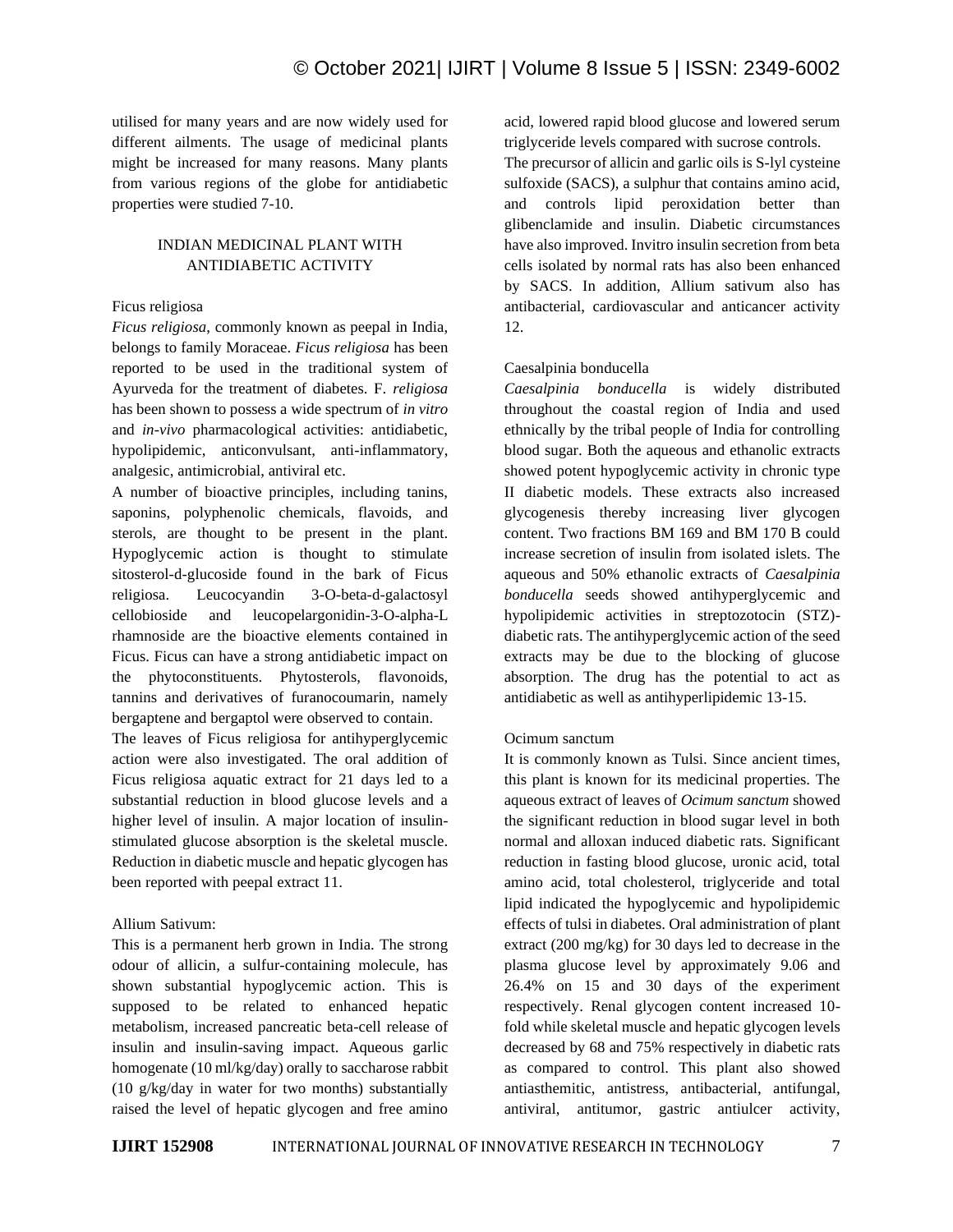utilised for many years and are now widely used for different ailments. The usage of medicinal plants might be increased for many reasons. Many plants from various regions of the globe for antidiabetic properties were studied 7-10.

## INDIAN MEDICINAL PLANT WITH ANTIDIABETIC ACTIVITY

### Ficus religiosa

*Ficus religiosa*, commonly known as peepal in India, belongs to family Moraceae. *Ficus religiosa* has been reported to be used in the traditional system of Ayurveda for the treatment of diabetes. F. *religiosa* has been shown to possess a wide spectrum of *in vitro* and *in-vivo* pharmacological activities: antidiabetic, hypolipidemic, anticonvulsant, anti-inflammatory, analgesic, antimicrobial, antiviral etc.

A number of bioactive principles, including tanins, saponins, polyphenolic chemicals, flavoids, and sterols, are thought to be present in the plant. Hypoglycemic action is thought to stimulate sitosterol-d-glucoside found in the bark of Ficus religiosa. Leucocyandin 3-O-beta-d-galactosyl cellobioside and leucopelargonidin-3-O-alpha-L rhamnoside are the bioactive elements contained in Ficus. Ficus can have a strong antidiabetic impact on the phytoconstituents. Phytosterols, flavonoids, tannins and derivatives of furanocoumarin, namely bergaptene and bergaptol were observed to contain.

The leaves of Ficus religiosa for antihyperglycemic action were also investigated. The oral addition of Ficus religiosa aquatic extract for 21 days led to a substantial reduction in blood glucose levels and a higher level of insulin. A major location of insulin-stimulated glucose absorption is the skeletal muscle. Reduction in diabetic muscle and hepatic glycogen has been reported with peepal extract 11.

### Allium Sativum:

This is a permanent herb grown in India. The strong odour of allicin, a sulfur-containing molecule, has shown substantial hypoglycemic action. This is supposed to be related to enhanced hepatic metabolism, increased pancreatic beta-cell release of insulin and insulin-saving impact. Aqueous garlic homogenate (10 ml/kg/day) orally to saccharose rabbit (10 g/kg/day in water for two months) substantially raised the level of hepatic glycogen and free amino acid, lowered rapid blood glucose and lowered serum triglyceride levels compared with sucrose controls.

The precursor of allicin and garlic oils is S-lyl cysteine sulfoxide (SACS), a sulphur that contains amino acid, and controls lipid peroxidation better than glibenclamide and insulin. Diabetic circumstances have also improved. Invitro insulin secretion from beta cells isolated by normal rats has also been enhanced by SACS. In addition, Allium sativum also has antibacterial, cardiovascular and anticancer activity 12.

### Caesalpinia bonducella

*Caesalpinia bonducella* is widely distributed throughout the coastal region of India and used ethnically by the tribal people of India for controlling blood sugar. Both the aqueous and ethanolic extracts showed potent hypoglycemic activity in chronic type II diabetic models. These extracts also increased glycogenesis thereby increasing liver glycogen content. Two fractions BM 169 and BM 170 B could increase secretion of insulin from isolated islets. The aqueous and 50% ethanolic extracts of *Caesalpinia bonducella* seeds showed antihyperglycemic and hypolipidemic activities in streptozotocin (STZ)-diabetic rats. The antihyperglycemic action of the seed extracts may be due to the blocking of glucose absorption. The drug has the potential to act as antidiabetic as well as antihyperlipidemic 13-15.

### Ocimum sanctum

It is commonly known as Tulsi. Since ancient times, this plant is known for its medicinal properties. The aqueous extract of leaves of *Ocimum sanctum* showed the significant reduction in blood sugar level in both normal and alloxan induced diabetic rats. Significant reduction in fasting blood glucose, uronic acid, total amino acid, total cholesterol, triglyceride and total lipid indicated the hypoglycemic and hypolipidemic effects of tulsi in diabetes. Oral administration of plant extract (200 mg/kg) for 30 days led to decrease in the plasma glucose level by approximately 9.06 and 26.4% on 15 and 30 days of the experiment respectively. Renal glycogen content increased 10-fold while skeletal muscle and hepatic glycogen levels decreased by 68 and 75% respectively in diabetic rats as compared to control. This plant also showed antiasthemitic, antistress, antibacterial, antifungal, antiviral, antitumor, gastric antiulcer activity,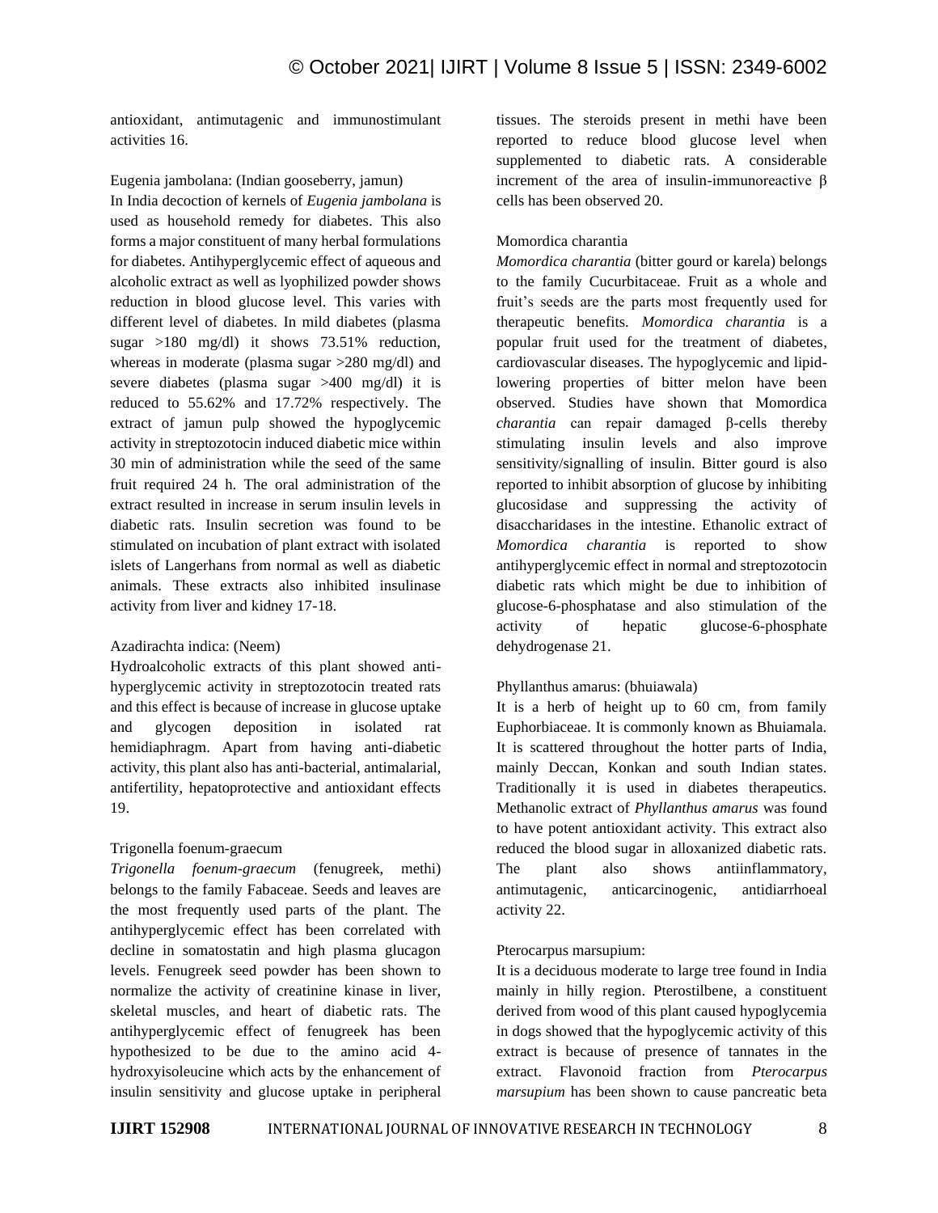antioxidant, antimutagenic and immunostimulant activities 16.

Eugenia jambolana: (Indian gooseberry, jamun)

In India decoction of kernels of *Eugenia jambolana* is used as household remedy for diabetes. This also forms a major constituent of many herbal formulations for diabetes. Antihyperglycemic effect of aqueous and alcoholic extract as well as lyophilized powder shows reduction in blood glucose level. This varies with different level of diabetes. In mild diabetes (plasma sugar >180 mg/dl) it shows 73.51% reduction, whereas in moderate (plasma sugar >280 mg/dl) and severe diabetes (plasma sugar >400 mg/dl) it is reduced to 55.62% and 17.72% respectively. The extract of jamun pulp showed the hypoglycemic activity in streptozotocin induced diabetic mice within 30 min of administration while the seed of the same fruit required 24 h. The oral administration of the extract resulted in increase in serum insulin levels in diabetic rats. Insulin secretion was found to be stimulated on incubation of plant extract with isolated islets of Langerhans from normal as well as diabetic animals. These extracts also inhibited insulinase activity from liver and kidney 17-18.

Azadirachta indica: (Neem)

Hydroalcoholic extracts of this plant showed anti-hyperglycemic activity in streptozotocin treated rats and this effect is because of increase in glucose uptake and glycogen deposition in isolated rat hemidiaphragm. Apart from having anti-diabetic activity, this plant also has anti-bacterial, antimalarial, antifertility, hepatoprotective and antioxidant effects 19.

Trigonella foenum-graecum

*Trigonella foenum-graecum* (fenugreek, methi) belongs to the family Fabaceae. Seeds and leaves are the most frequently used parts of the plant. The antihyperglycemic effect has been correlated with decline in somatostatin and high plasma glucagon levels. Fenugreek seed powder has been shown to normalize the activity of creatinine kinase in liver, skeletal muscles, and heart of diabetic rats. The antihyperglycemic effect of fenugreek has been hypothesized to be due to the amino acid 4-hydroxyisoleucine which acts by the enhancement of insulin sensitivity and glucose uptake in peripheral tissues. The steroids present in methi have been reported to reduce blood glucose level when supplemented to diabetic rats. A considerable increment of the area of insulin-immunoreactive β cells has been observed 20.

Momordica charantia

*Momordica charantia* (bitter gourd or karela) belongs to the family Cucurbitaceae. Fruit as a whole and fruit's seeds are the parts most frequently used for therapeutic benefits. *Momordica charantia* is a popular fruit used for the treatment of diabetes, cardiovascular diseases. The hypoglycemic and lipid-lowering properties of bitter melon have been observed. Studies have shown that Momordica *charantia* can repair damaged β-cells thereby stimulating insulin levels and also improve sensitivity/signalling of insulin. Bitter gourd is also reported to inhibit absorption of glucose by inhibiting glucosidase and suppressing the activity of disaccharidases in the intestine. Ethanolic extract of *Momordica charantia* is reported to show antihyperglycemic effect in normal and streptozotocin diabetic rats which might be due to inhibition of glucose-6-phosphatase and also stimulation of the activity of hepatic glucose-6-phosphate dehydrogenase 21.

Phyllanthus amarus: (bhuiawala)

It is a herb of height up to 60 cm, from family Euphorbiaceae. It is commonly known as Bhuiamala. It is scattered throughout the hotter parts of India, mainly Deccan, Konkan and south Indian states. Traditionally it is used in diabetes therapeutics. Methanolic extract of *Phyllanthus amarus* was found to have potent antioxidant activity. This extract also reduced the blood sugar in alloxanized diabetic rats. The plant also shows antiinflammatory, antimutagenic, anticarcinogenic, antidiarrhoeal activity 22.

Pterocarpus marsupium:

It is a deciduous moderate to large tree found in India mainly in hilly region. Pterostilbene, a constituent derived from wood of this plant caused hypoglycemia in dogs showed that the hypoglycemic activity of this extract is because of presence of tannates in the extract. Flavonoid fraction from *Pterocarpus marsupium* has been shown to cause pancreatic beta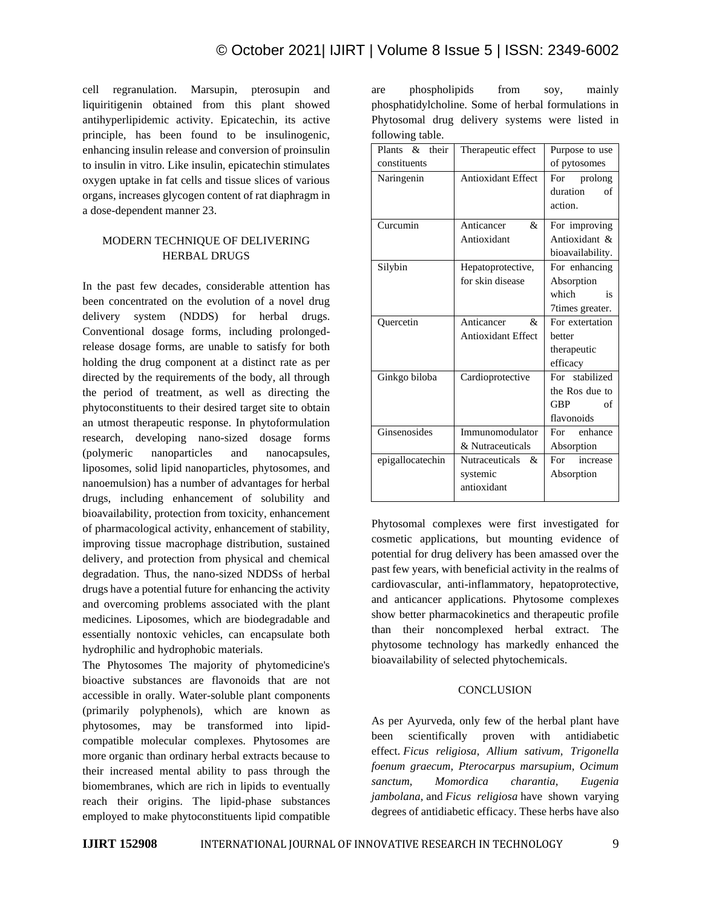cell regranulation. Marsupin, pterosupin and liquiritigenin obtained from this plant showed antihyperlipidemic activity. Epicatechin, its active principle, has been found to be insulinogenic, enhancing insulin release and conversion of proinsulin to insulin in vitro. Like insulin, epicatechin stimulates oxygen uptake in fat cells and tissue slices of various organs, increases glycogen content of rat diaphragm in a dose-dependent manner 23.

## MODERN TECHNIQUE OF DELIVERING HERBAL DRUGS

In the past few decades, considerable attention has been concentrated on the evolution of a novel drug delivery system (NDDS) for herbal drugs. Conventional dosage forms, including prolonged-release dosage forms, are unable to satisfy for both holding the drug component at a distinct rate as per directed by the requirements of the body, all through the period of treatment, as well as directing the phytoconstituents to their desired target site to obtain an utmost therapeutic response. In phytoformulation research, developing nano-sized dosage forms (polymeric nanoparticles and nanocapsules, liposomes, solid lipid nanoparticles, phytosomes, and nanoemulsion) has a number of advantages for herbal drugs, including enhancement of solubility and bioavailability, protection from toxicity, enhancement of pharmacological activity, enhancement of stability, improving tissue macrophage distribution, sustained delivery, and protection from physical and chemical degradation. Thus, the nano-sized NDDSs of herbal drugs have a potential future for enhancing the activity and overcoming problems associated with the plant medicines. Liposomes, which are biodegradable and essentially nontoxic vehicles, can encapsulate both hydrophilic and hydrophobic materials.

The Phytosomes The majority of phytomedicine's bioactive substances are flavonoids that are not accessible in orally. Water-soluble plant components (primarily polyphenols), which are known as phytosomes, may be transformed into lipid-compatible molecular complexes. Phytosomes are more organic than ordinary herbal extracts because to their increased mental ability to pass through the biomembranes, which are rich in lipids to eventually reach their origins. The lipid-phase substances employed to make phytoconstituents lipid compatible are phospholipids from soy, mainly phosphatidylcholine. Some of herbal formulations in Phytosomal drug delivery systems were listed in following table.

| Plants & their constituents | Therapeutic effect | Purpose to use of pytosomes |
|---|---|---|
| Naringenin | Antioxidant Effect | For prolong duration of action. |
| Curcumin | Anticancer & Antioxidant | For improving Antioxidant & bioavailability. |
| Silybin | Hepatoprotective, for skin disease | For enhancing Absorption which is 7times greater. |
| Quercetin | Anticancer & Antioxidant Effect | For extertation better therapeutic efficacy |
| Ginkgo biloba | Cardioprotective | For stabilized the Ros due to GBP of flavonoids |
| Ginsenosides | Immunomodulator & Nutraceuticals | For enhance Absorption |
| epigallocatechin | Nutraceuticals & systemic antioxidant | For increase Absorption |

Phytosomal complexes were first investigated for cosmetic applications, but mounting evidence of potential for drug delivery has been amassed over the past few years, with beneficial activity in the realms of cardiovascular, anti-inflammatory, hepatoprotective, and anticancer applications. Phytosome complexes show better pharmacokinetics and therapeutic profile than their noncomplexed herbal extract. The phytosome technology has markedly enhanced the bioavailability of selected phytochemicals.

## CONCLUSION

As per Ayurveda, only few of the herbal plant have been scientifically proven with antidiabetic effect. *Ficus religiosa, Allium sativum, Trigonella foenum graecum, Pterocarpus marsupium, Ocimum sanctum, Momordica charantia, Eugenia jambolana,* and *Ficus religiosa* have shown varying degrees of antidiabetic efficacy. These herbs have also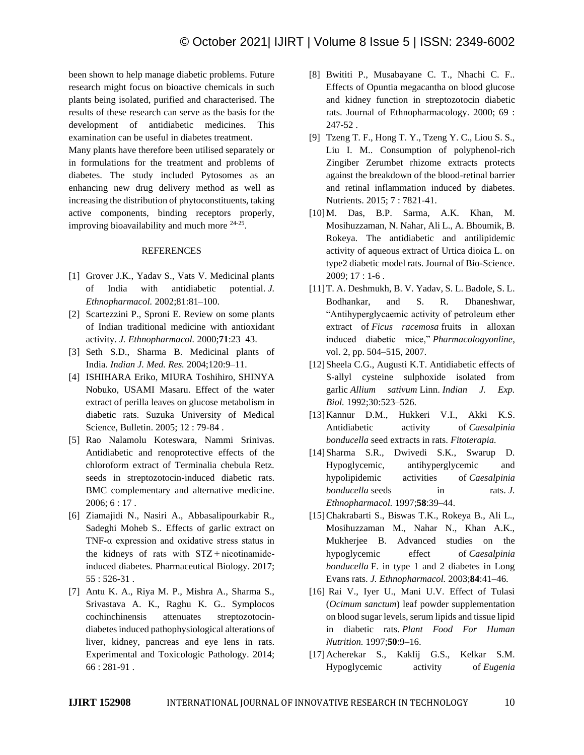been shown to help manage diabetic problems. Future research might focus on bioactive chemicals in such plants being isolated, purified and characterised. The results of these research can serve as the basis for the development of antidiabetic medicines. This examination can be useful in diabetes treatment.

Many plants have therefore been utilised separately or in formulations for the treatment and problems of diabetes. The study included Pytosomes as an enhancing new drug delivery method as well as increasing the distribution of phytoconstituents, taking active components, binding receptors properly, improving bioavailability and much more [24-25].

## REFERENCES

[1] Grover J.K., Yadav S., Vats V. Medicinal plants of India with antidiabetic potential. *J. Ethnopharmacol.* 2002;81:81–100.

[2] Scartezzini P., Sproni E. Review on some plants of Indian traditional medicine with antioxidant activity. *J. Ethnopharmacol.* 2000;**71**:23–43.

[3] Seth S.D., Sharma B. Medicinal plants of India. *Indian J. Med. Res.* 2004;120:9–11.

[4] ISHIHARA Eriko, MIURA Toshihiro, SHINYA Nobuko, USAMI Masaru. Effect of the water extract of perilla leaves on glucose metabolism in diabetic rats. Suzuka University of Medical Science, Bulletin. 2005; 12 : 79-84 .

[5] Rao Nalamolu Koteswara, Nammi Srinivas. Antidiabetic and renoprotective effects of the chloroform extract of Terminalia chebula Retz. seeds in streptozotocin-induced diabetic rats. BMC complementary and alternative medicine. 2006; 6 : 17 .

[6] Ziamajidi N., Nasiri A., Abbasalipourkabir R., Sadeghi Moheb S.. Effects of garlic extract on TNF-α expression and oxidative stress status in the kidneys of rats with STZ + nicotinamide-induced diabetes. Pharmaceutical Biology. 2017; 55 : 526-31 .

[7] Antu K. A., Riya M. P., Mishra A., Sharma S., Srivastava A. K., Raghu K. G.. Symplocos cochinchinensis attenuates streptozotocin-diabetes induced pathophysiological alterations of liver, kidney, pancreas and eye lens in rats. Experimental and Toxicologic Pathology. 2014; 66 : 281-91 .

[8] Bwititi P., Musabayane C. T., Nhachi C. F.. Effects of Opuntia megacantha on blood glucose and kidney function in streptozotocin diabetic rats. Journal of Ethnopharmacology. 2000; 69 : 247-52 .

[9] Tzeng T. F., Hong T. Y., Tzeng Y. C., Liou S. S., Liu I. M.. Consumption of polyphenol-rich Zingiber Zerumbet rhizome extracts protects against the breakdown of the blood-retinal barrier and retinal inflammation induced by diabetes. Nutrients. 2015; 7 : 7821-41.

[10] M. Das, B.P. Sarma, A.K. Khan, M. Mosihuzzaman, N. Nahar, Ali L., A. Bhoumik, B. Rokeya. The antidiabetic and antilipidemic activity of aqueous extract of Urtica dioica L. on type2 diabetic model rats. Journal of Bio-Science. 2009; 17 : 1-6 .

[11] T. A. Deshmukh, B. V. Yadav, S. L. Badole, S. L. Bodhankar, and S. R. Dhaneshwar, "Antihyperglycaemic activity of petroleum ether extract of *Ficus racemosa* fruits in alloxan induced diabetic mice," *Pharmacologyonline*, vol. 2, pp. 504–515, 2007.

[12] Sheela C.G., Augusti K.T. Antidiabetic effects of S-allyl cysteine sulphoxide isolated from garlic *Allium sativum* Linn. *Indian J. Exp. Biol.* 1992;30:523–526.

[13] Kannur D.M., Hukkeri V.I., Akki K.S. Antidiabetic activity of *Caesalpinia bonducella* seed extracts in rats. *Fitoterapia.*

[14] Sharma S.R., Dwivedi S.K., Swarup D. Hypoglycemic, antihyperglycemic and hypolipidemic activities of *Caesalpinia bonducella* seeds in rats. *J. Ethnopharmacol.* 1997;**58**:39–44.

[15] Chakrabarti S., Biswas T.K., Rokeya B., Ali L., Mosihuzzaman M., Nahar N., Khan A.K., Mukherjee B. Advanced studies on the hypoglycemic effect of *Caesalpinia bonducella* F. in type 1 and 2 diabetes in Long Evans rats. *J. Ethnopharmacol.* 2003;**84**:41–46.

[16] Rai V., Iyer U., Mani U.V. Effect of Tulasi (*Ocimum sanctum*) leaf powder supplementation on blood sugar levels, serum lipids and tissue lipid in diabetic rats. *Plant Food For Human Nutrition.* 1997;**50**:9–16.

[17] Acherekar S., Kaklij G.S., Kelkar S.M. Hypoglycemic activity of *Eugenia*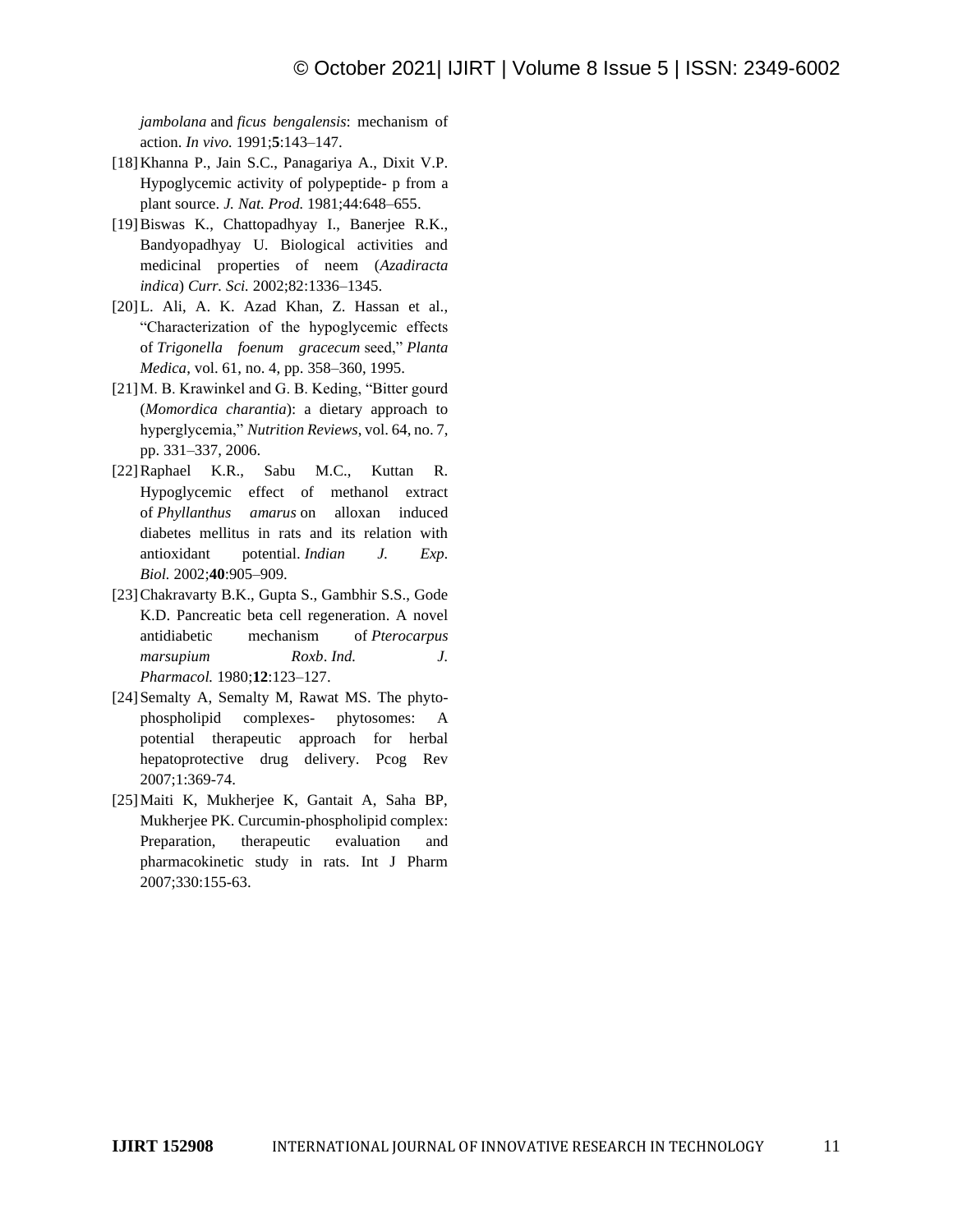*jambolana* and *ficus bengalensis*: mechanism of action. *In vivo.* 1991;**5**:143–147.

[18] Khanna P., Jain S.C., Panagariya A., Dixit V.P. Hypoglycemic activity of polypeptide- p from a plant source. *J. Nat. Prod.* 1981;44:648–655.

[19] Biswas K., Chattopadhyay I., Banerjee R.K., Bandyopadhyay U. Biological activities and medicinal properties of neem (*Azadiracta indica*) *Curr. Sci.* 2002;82:1336–1345.

[20] L. Ali, A. K. Azad Khan, Z. Hassan et al., "Characterization of the hypoglycemic effects of *Trigonella foenum gracecum* seed," *Planta Medica*, vol. 61, no. 4, pp. 358–360, 1995.

[21] M. B. Krawinkel and G. B. Keding, "Bitter gourd (*Momordica charantia*): a dietary approach to hyperglycemia," *Nutrition Reviews*, vol. 64, no. 7, pp. 331–337, 2006.

[22] Raphael K.R., Sabu M.C., Kuttan R. Hypoglycemic effect of methanol extract of *Phyllanthus amarus* on alloxan induced diabetes mellitus in rats and its relation with antioxidant potential. *Indian J. Exp. Biol.* 2002;**40**:905–909.

[23] Chakravarty B.K., Gupta S., Gambhir S.S., Gode K.D. Pancreatic beta cell regeneration. A novel antidiabetic mechanism of *Pterocarpus marsupium Roxb*. *Ind. J. Pharmacol.* 1980;**12**:123–127.

[24] Semalty A, Semalty M, Rawat MS. The phyto-phospholipid complexes- phytosomes: A potential therapeutic approach for herbal hepatoprotective drug delivery. Pcog Rev 2007;1:369-74.

[25] Maiti K, Mukherjee K, Gantait A, Saha BP, Mukherjee PK. Curcumin-phospholipid complex: Preparation, therapeutic evaluation and pharmacokinetic study in rats. Int J Pharm 2007;330:155-63.